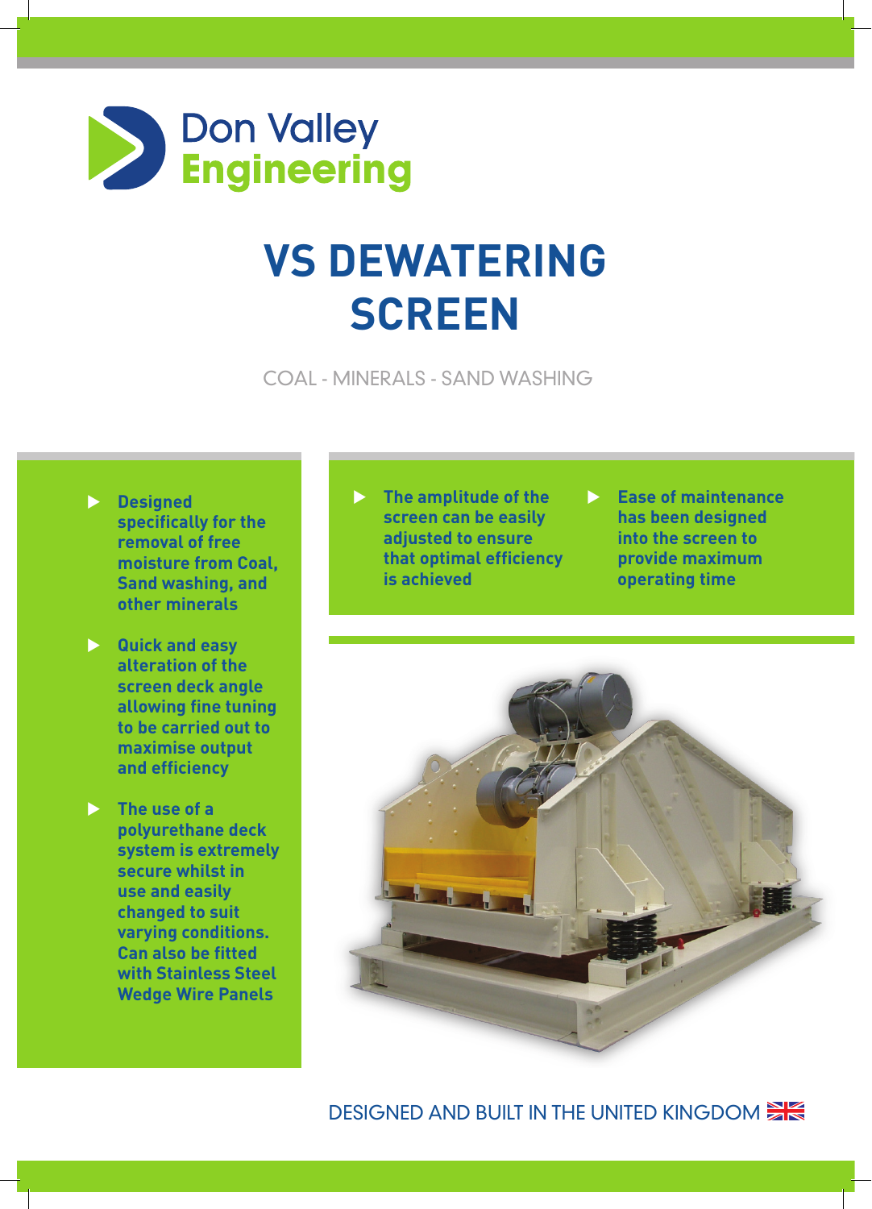Don Valley
Engineering

# VS DEWATERING SCREEN

COAL - MINERALS - SAND WASHING

- **Designed specifically for the removal of free moisture from Coal, Sand washing, and other minerals**
- **Quick and easy alteration of the screen deck angle allowing fine tuning to be carried out to maximise output and efficiency**
- **The use of a polyurethane deck system is extremely secure whilst in use and easily changed to suit varying conditions. Can also be fitted with Stainless Steel Wedge Wire Panels**
- **The amplitude of the screen can be easily adjusted to ensure that optimal efficiency is achieved**
- **Ease of maintenance has been designed into the screen to provide maximum operating time**

DESIGNED AND BUILT IN THE UNITED KINGDOM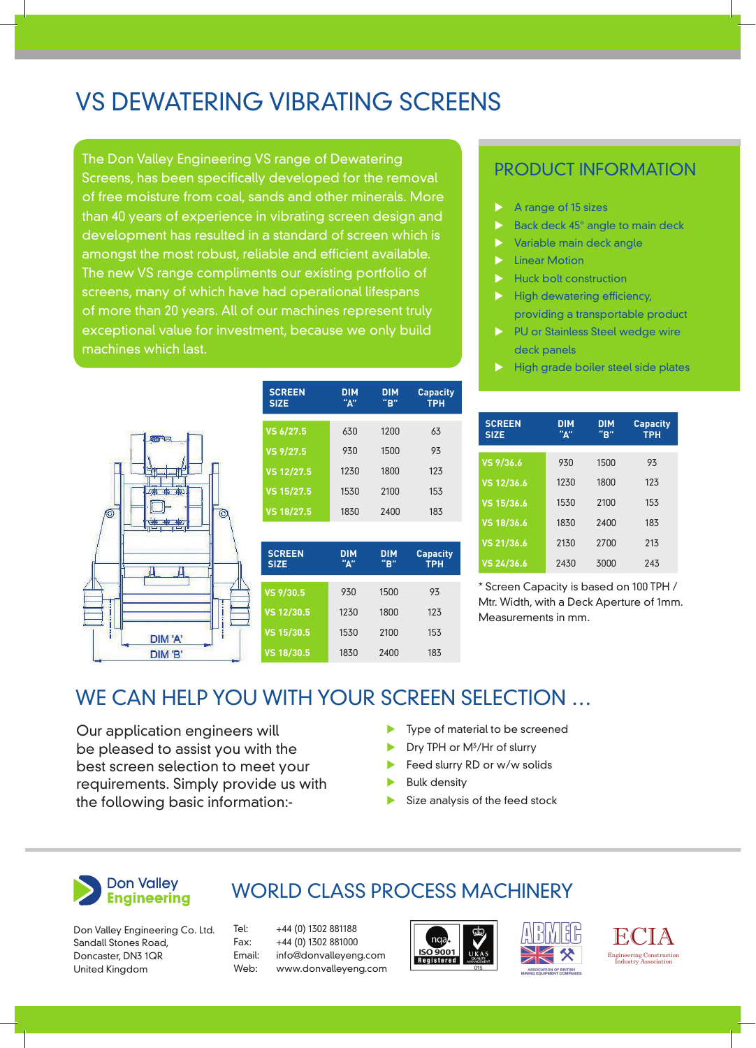# VS DEWATERING VIBRATING SCREENS

The Don Valley Engineering VS range of Dewatering Screens, has been specifically developed for the removal of free moisture from coal, sands and other minerals. More than 40 years of experience in vibrating screen design and development has resulted in a standard of screen which is amongst the most robust, reliable and efficient available. The new VS range compliments our existing portfolio of screens, many of which have had operational lifespans of more than 20 years. All of our machines represent truly exceptional value for investment, because we only build machines which last.

## PRODUCT INFORMATION

- A range of 15 sizes
- Back deck 45° angle to main deck
- Variable main deck angle
- Linear Motion
- Huck bolt construction
- High dewatering efficiency, providing a transportable product
- PU or Stainless Steel wedge wire deck panels
- High grade boiler steel side plates

DIM 'A'

DIM 'B'

| SCREEN SIZE | DIM "A" | DIM "B" | Capacity TPH |
|---|---|---|---|
| VS 6/27.5 | 630 | 1200 | 63 |
| VS 9/27.5 | 930 | 1500 | 93 |
| VS 12/27.5 | 1230 | 1800 | 123 |
| VS 15/27.5 | 1530 | 2100 | 153 |
| VS 18/27.5 | 1830 | 2400 | 183 |

| SCREEN SIZE | DIM "A" | DIM "B" | Capacity TPH |
|---|---|---|---|
| VS 9/30.5 | 930 | 1500 | 93 |
| VS 12/30.5 | 1230 | 1800 | 123 |
| VS 15/30.5 | 1530 | 2100 | 153 |
| VS 18/30.5 | 1830 | 2400 | 183 |

| SCREEN SIZE | DIM "A" | DIM "B" | Capacity TPH |
|---|---|---|---|
| VS 9/36.6 | 930 | 1500 | 93 |
| VS 12/36.6 | 1230 | 1800 | 123 |
| VS 15/36.6 | 1530 | 2100 | 153 |
| VS 18/36.6 | 1830 | 2400 | 183 |
| VS 21/36.6 | 2130 | 2700 | 213 |
| VS 24/36.6 | 2430 | 3000 | 243 |

* Screen Capacity is based on 100 TPH / Mtr. Width, with a Deck Aperture of 1mm. Measurements in mm.

## WE CAN HELP YOU WITH YOUR SCREEN SELECTION …

Our application engineers will be pleased to assist you with the best screen selection to meet your requirements. Simply provide us with the following basic information:-

- Type of material to be screened
- Dry TPH or M³/Hr of slurry
- Feed slurry RD or w/w solids
- Bulk density
- Size analysis of the feed stock

Don Valley Engineering

## WORLD CLASS PROCESS MACHINERY

Don Valley Engineering Co. Ltd.
Sandall Stones Road,
Doncaster, DN3 1QR
United Kingdom

Tel: +44 (0) 1302 881188
Fax: +44 (0) 1302 881000
Email: info@donvalleyeng.com
Web: www.donvalleyeng.com

nqa. ISO 9001 Registered — UKAS Quality Management 015

ABMEC — Association of British Mining Equipment Companies

ECIA — Engineering Construction Industry Association